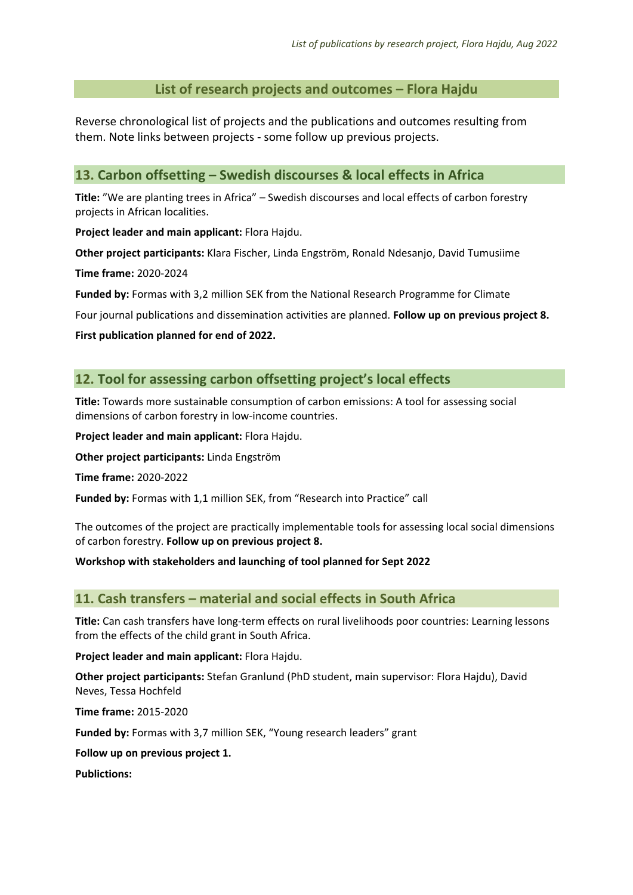# List of research projects and outcomes – Flora Hajdu

Reverse chronological list of projects and the publications and outcomes resulting from them. Note links between projects - some follow up previous projects.

## 13. Carbon offsetting – Swedish discourses & local effects in Africa

**Title:** ”We are planting trees in Africa” – Swedish discourses and local effects of carbon forestry projects in African localities.

**Project leader and main applicant:** Flora Hajdu.

**Other project participants:** Klara Fischer, Linda Engström, Ronald Ndesanjo, David Tumusiime

**Time frame:** 2020-2024

**Funded by:** Formas with 3,2 million SEK from the National Research Programme for Climate

Four journal publications and dissemination activities are planned. **Follow up on previous project 8.**

**First publication planned for end of 2022.**

## 12. Tool for assessing carbon offsetting project's local effects

**Title:** Towards more sustainable consumption of carbon emissions: A tool for assessing social dimensions of carbon forestry in low-income countries.

**Project leader and main applicant:** Flora Hajdu.

**Other project participants:** Linda Engström

**Time frame:** 2020-2022

**Funded by:** Formas with 1,1 million SEK, from "Research into Practice" call

The outcomes of the project are practically implementable tools for assessing local social dimensions of carbon forestry. **Follow up on previous project 8.**

**Workshop with stakeholders and launching of tool planned for Sept 2022**

## 11. Cash transfers – material and social effects in South Africa

**Title:** Can cash transfers have long-term effects on rural livelihoods poor countries: Learning lessons from the effects of the child grant in South Africa.

**Project leader and main applicant:** Flora Hajdu.

**Other project participants:** Stefan Granlund (PhD student, main supervisor: Flora Hajdu), David Neves, Tessa Hochfeld

**Time frame:** 2015-2020

**Funded by:** Formas with 3,7 million SEK, "Young research leaders" grant

**Follow up on previous project 1.**

**Publictions:**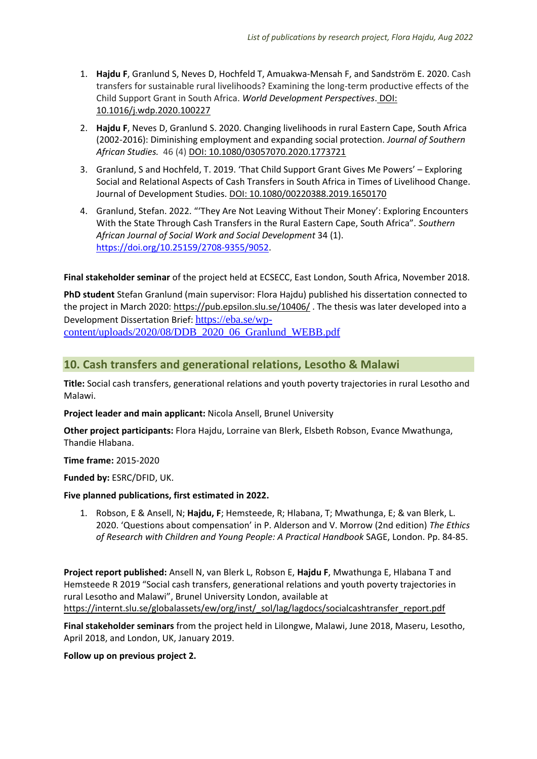1. **Hajdu F**, Granlund S, Neves D, Hochfeld T, Amuakwa-Mensah F, and Sandström E. 2020. Cash transfers for sustainable rural livelihoods? Examining the long-term productive effects of the Child Support Grant in South Africa. *World Development Perspectives*. DOI: 10.1016/j.wdp.2020.100227

2. **Hajdu F**, Neves D, Granlund S. 2020. Changing livelihoods in rural Eastern Cape, South Africa (2002-2016): Diminishing employment and expanding social protection. *Journal of Southern African Studies.* 46 (4) DOI: 10.1080/03057070.2020.1773721

3. Granlund, S and Hochfeld, T. 2019. 'That Child Support Grant Gives Me Powers' – Exploring Social and Relational Aspects of Cash Transfers in South Africa in Times of Livelihood Change. Journal of Development Studies. DOI: 10.1080/00220388.2019.1650170

4. Granlund, Stefan. 2022. "'They Are Not Leaving Without Their Money': Exploring Encounters With the State Through Cash Transfers in the Rural Eastern Cape, South Africa". *Southern African Journal of Social Work and Social Development* 34 (1). https://doi.org/10.25159/2708-9355/9052.

**Final stakeholder seminar** of the project held at ECSECC, East London, South Africa, November 2018.

**PhD student** Stefan Granlund (main supervisor: Flora Hajdu) published his dissertation connected to the project in March 2020: https://pub.epsilon.slu.se/10406/ . The thesis was later developed into a Development Dissertation Brief: https://eba.se/wp-content/uploads/2020/08/DDB_2020_06_Granlund_WEBB.pdf

## 10. Cash transfers and generational relations, Lesotho & Malawi

**Title:** Social cash transfers, generational relations and youth poverty trajectories in rural Lesotho and Malawi.

**Project leader and main applicant:** Nicola Ansell, Brunel University

**Other project participants:** Flora Hajdu, Lorraine van Blerk, Elsbeth Robson, Evance Mwathunga, Thandie Hlabana.

**Time frame:** 2015-2020

**Funded by:** ESRC/DFID, UK.

**Five planned publications, first estimated in 2022.**

1. Robson, E & Ansell, N; **Hajdu, F**; Hemsteede, R; Hlabana, T; Mwathunga, E; & van Blerk, L. 2020. 'Questions about compensation' in P. Alderson and V. Morrow (2nd edition) *The Ethics of Research with Children and Young People: A Practical Handbook* SAGE, London. Pp. 84-85.

**Project report published:** Ansell N, van Blerk L, Robson E, **Hajdu F**, Mwathunga E, Hlabana T and Hemsteede R 2019 "Social cash transfers, generational relations and youth poverty trajectories in rural Lesotho and Malawi", Brunel University London, available at https://internt.slu.se/globalassets/ew/org/inst/_sol/lag/lagdocs/socialcashtransfer_report.pdf

**Final stakeholder seminars** from the project held in Lilongwe, Malawi, June 2018, Maseru, Lesotho, April 2018, and London, UK, January 2019.

**Follow up on previous project 2.**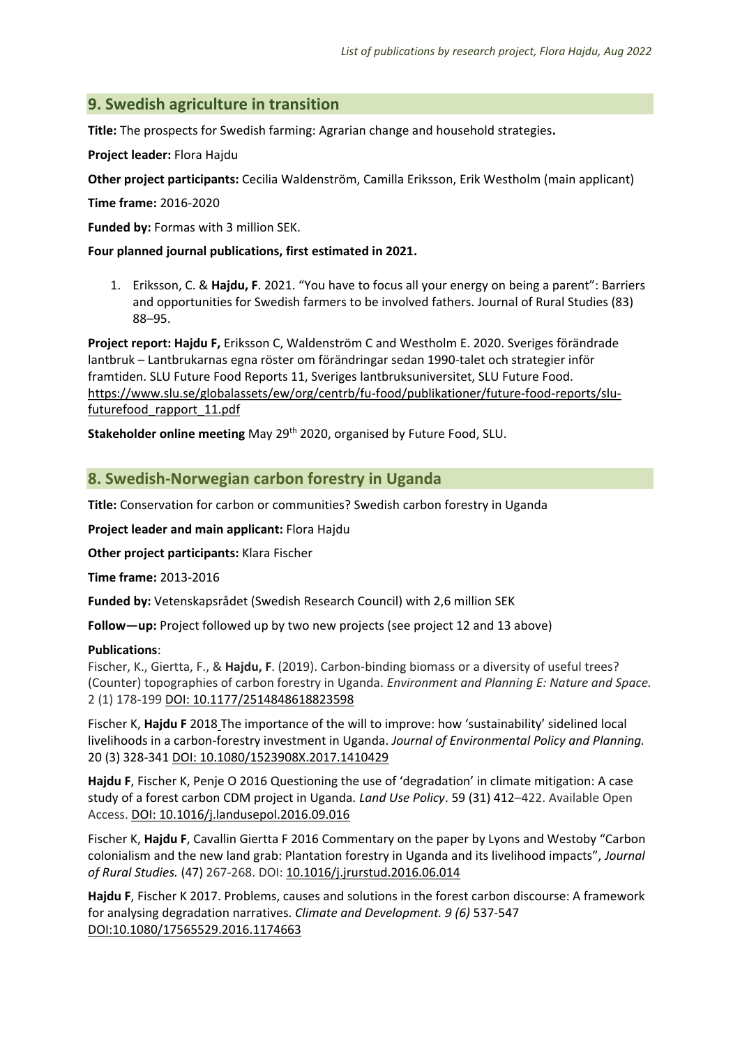## 9. Swedish agriculture in transition

**Title:** The prospects for Swedish farming: Agrarian change and household strategies**.**

**Project leader:** Flora Hajdu

**Other project participants:** Cecilia Waldenström, Camilla Eriksson, Erik Westholm (main applicant)

**Time frame:** 2016-2020

**Funded by:** Formas with 3 million SEK.

**Four planned journal publications, first estimated in 2021.**

1. Eriksson, C. & **Hajdu, F**. 2021. "You have to focus all your energy on being a parent": Barriers and opportunities for Swedish farmers to be involved fathers. Journal of Rural Studies (83) 88–95.

**Project report: Hajdu F,** Eriksson C, Waldenström C and Westholm E. 2020. Sveriges förändrade lantbruk – Lantbrukarnas egna röster om förändringar sedan 1990-talet och strategier inför framtiden. SLU Future Food Reports 11, Sveriges lantbruksuniversitet, SLU Future Food. https://www.slu.se/globalassets/ew/org/centrb/fu-food/publikationer/future-food-reports/slu-futurefood_rapport_11.pdf

**Stakeholder online meeting** May 29th 2020, organised by Future Food, SLU.

## 8. Swedish-Norwegian carbon forestry in Uganda

**Title:** Conservation for carbon or communities? Swedish carbon forestry in Uganda

**Project leader and main applicant:** Flora Hajdu

**Other project participants:** Klara Fischer

**Time frame:** 2013-2016

**Funded by:** Vetenskapsrådet (Swedish Research Council) with 2,6 million SEK

**Follow—up:** Project followed up by two new projects (see project 12 and 13 above)

**Publications**:

Fischer, K., Giertta, F., & **Hajdu, F**. (2019). Carbon-binding biomass or a diversity of useful trees? (Counter) topographies of carbon forestry in Uganda. *Environment and Planning E: Nature and Space.* 2 (1) 178-199 DOI: 10.1177/2514848618823598

Fischer K, **Hajdu F** 2018 The importance of the will to improve: how 'sustainability' sidelined local livelihoods in a carbon-forestry investment in Uganda. *Journal of Environmental Policy and Planning.* 20 (3) 328-341 DOI: 10.1080/1523908X.2017.1410429

**Hajdu F**, Fischer K, Penje O 2016 Questioning the use of 'degradation' in climate mitigation: A case study of a forest carbon CDM project in Uganda. *Land Use Policy*. 59 (31) 412–422. Available Open Access. DOI: 10.1016/j.landusepol.2016.09.016

Fischer K, **Hajdu F**, Cavallin Giertta F 2016 Commentary on the paper by Lyons and Westoby "Carbon colonialism and the new land grab: Plantation forestry in Uganda and its livelihood impacts", *Journal of Rural Studies.* (47) 267-268. DOI: 10.1016/j.jrurstud.2016.06.014

**Hajdu F**, Fischer K 2017. Problems, causes and solutions in the forest carbon discourse: A framework for analysing degradation narratives. *Climate and Development. 9 (6)* 537-547 DOI:10.1080/17565529.2016.1174663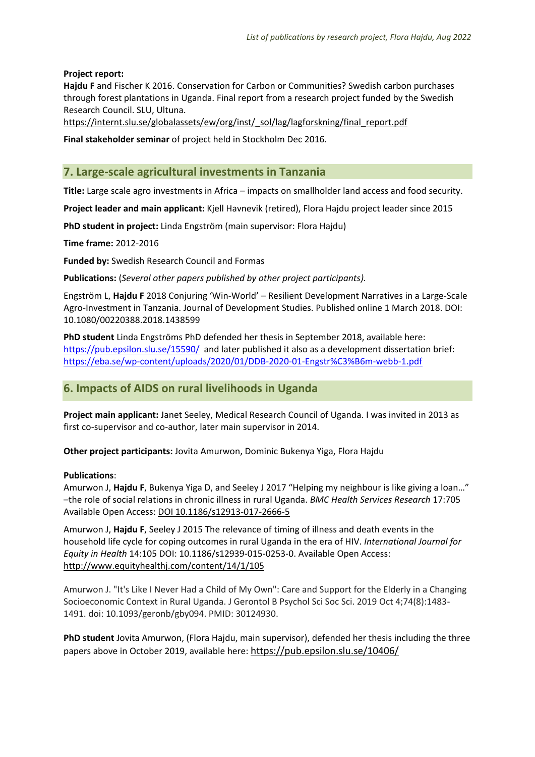**Project report:**
**Hajdu F** and Fischer K 2016. Conservation for Carbon or Communities? Swedish carbon purchases through forest plantations in Uganda. Final report from a research project funded by the Swedish Research Council. SLU, Ultuna.
https://internt.slu.se/globalassets/ew/org/inst/_sol/lag/lagforskning/final_report.pdf

**Final stakeholder seminar** of project held in Stockholm Dec 2016.

## 7. Large-scale agricultural investments in Tanzania

**Title:** Large scale agro investments in Africa – impacts on smallholder land access and food security.

**Project leader and main applicant:** Kjell Havnevik (retired), Flora Hajdu project leader since 2015

**PhD student in project:** Linda Engström (main supervisor: Flora Hajdu)

**Time frame:** 2012-2016

**Funded by:** Swedish Research Council and Formas

**Publications:** (*Several other papers published by other project participants).*

Engström L, **Hajdu F** 2018 Conjuring 'Win-World' – Resilient Development Narratives in a Large-Scale Agro-Investment in Tanzania. Journal of Development Studies. Published online 1 March 2018. DOI: 10.1080/00220388.2018.1438599

**PhD student** Linda Engströms PhD defended her thesis in September 2018, available here: https://pub.epsilon.slu.se/15590/ and later published it also as a development dissertation brief: https://eba.se/wp-content/uploads/2020/01/DDB-2020-01-Engstr%C3%B6m-webb-1.pdf

## 6. Impacts of AIDS on rural livelihoods in Uganda

**Project main applicant:** Janet Seeley, Medical Research Council of Uganda. I was invited in 2013 as first co-supervisor and co-author, later main supervisor in 2014.

**Other project participants:** Jovita Amurwon, Dominic Bukenya Yiga, Flora Hajdu

**Publications**:
Amurwon J, **Hajdu F**, Bukenya Yiga D, and Seeley J 2017 "Helping my neighbour is like giving a loan…" –the role of social relations in chronic illness in rural Uganda. *BMC Health Services Research* 17:705 Available Open Access: DOI 10.1186/s12913-017-2666-5

Amurwon J, **Hajdu F**, Seeley J 2015 The relevance of timing of illness and death events in the household life cycle for coping outcomes in rural Uganda in the era of HIV. *International Journal for Equity in Health* 14:105 DOI: 10.1186/s12939-015-0253-0. Available Open Access: http://www.equityhealthj.com/content/14/1/105

Amurwon J. "It's Like I Never Had a Child of My Own": Care and Support for the Elderly in a Changing Socioeconomic Context in Rural Uganda. J Gerontol B Psychol Sci Soc Sci. 2019 Oct 4;74(8):1483-1491. doi: 10.1093/geronb/gby094. PMID: 30124930.

**PhD student** Jovita Amurwon, (Flora Hajdu, main supervisor), defended her thesis including the three papers above in October 2019, available here: https://pub.epsilon.slu.se/10406/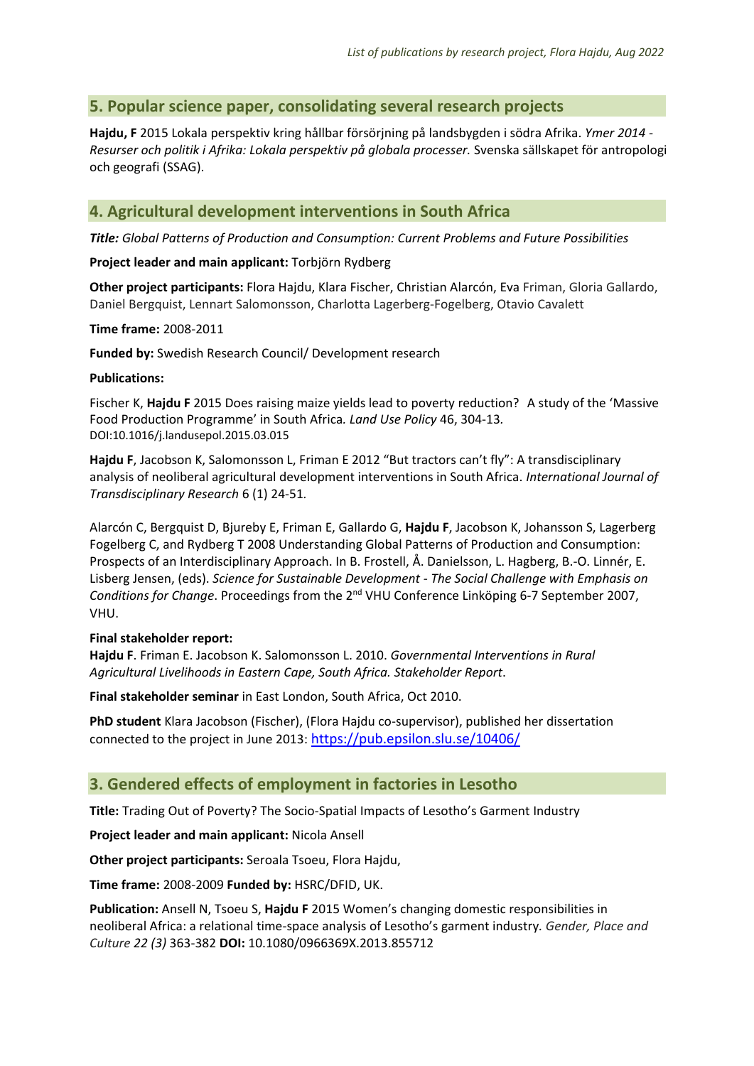## 5. Popular science paper, consolidating several research projects

**Hajdu, F** 2015 Lokala perspektiv kring hållbar försörjning på landsbygden i södra Afrika. *Ymer 2014 - Resurser och politik i Afrika: Lokala perspektiv på globala processer.* Svenska sällskapet för antropologi och geografi (SSAG).

## 4. Agricultural development interventions in South Africa

***Title:*** *Global Patterns of Production and Consumption: Current Problems and Future Possibilities*

**Project leader and main applicant:** Torbjörn Rydberg

**Other project participants:** Flora Hajdu, Klara Fischer, Christian Alarcón, Eva Friman, Gloria Gallardo, Daniel Bergquist, Lennart Salomonsson, Charlotta Lagerberg-Fogelberg, Otavio Cavalett

**Time frame:** 2008-2011

**Funded by:** Swedish Research Council/ Development research

**Publications:**

Fischer K, **Hajdu F** 2015 Does raising maize yields lead to poverty reduction? A study of the 'Massive Food Production Programme' in South Africa. *Land Use Policy* 46, 304-13. DOI:10.1016/j.landusepol.2015.03.015

**Hajdu F**, Jacobson K, Salomonsson L, Friman E 2012 "But tractors can't fly": A transdisciplinary analysis of neoliberal agricultural development interventions in South Africa. *International Journal of Transdisciplinary Research* 6 (1) 24-51.

Alarcón C, Bergquist D, Bjureby E, Friman E, Gallardo G, **Hajdu F**, Jacobson K, Johansson S, Lagerberg Fogelberg C, and Rydberg T 2008 Understanding Global Patterns of Production and Consumption: Prospects of an Interdisciplinary Approach. In B. Frostell, Å. Danielsson, L. Hagberg, B.-O. Linnér, E. Lisberg Jensen, (eds). *Science for Sustainable Development - The Social Challenge with Emphasis on Conditions for Change*. Proceedings from the 2nd VHU Conference Linköping 6-7 September 2007, VHU.

**Final stakeholder report:**
**Hajdu F**. Friman E. Jacobson K. Salomonsson L. 2010. *Governmental Interventions in Rural Agricultural Livelihoods in Eastern Cape, South Africa. Stakeholder Report*.

**Final stakeholder seminar** in East London, South Africa, Oct 2010.

**PhD student** Klara Jacobson (Fischer), (Flora Hajdu co-supervisor), published her dissertation connected to the project in June 2013: https://pub.epsilon.slu.se/10406/

## 3. Gendered effects of employment in factories in Lesotho

**Title:** Trading Out of Poverty? The Socio-Spatial Impacts of Lesotho's Garment Industry

**Project leader and main applicant:** Nicola Ansell

**Other project participants:** Seroala Tsoeu, Flora Hajdu,

**Time frame:** 2008-2009 **Funded by:** HSRC/DFID, UK.

**Publication:** Ansell N, Tsoeu S, **Hajdu F** 2015 Women's changing domestic responsibilities in neoliberal Africa: a relational time-space analysis of Lesotho's garment industry. *Gender, Place and Culture 22 (3)* 363-382 **DOI:** 10.1080/0966369X.2013.855712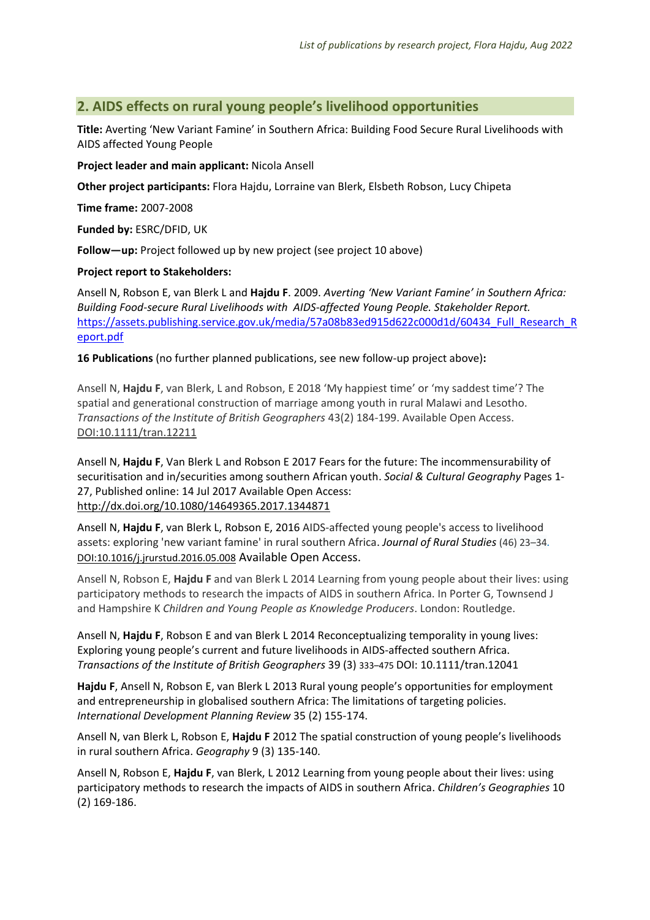## 2. AIDS effects on rural young people's livelihood opportunities

**Title:** Averting 'New Variant Famine' in Southern Africa: Building Food Secure Rural Livelihoods with AIDS affected Young People

**Project leader and main applicant:** Nicola Ansell

**Other project participants:** Flora Hajdu, Lorraine van Blerk, Elsbeth Robson, Lucy Chipeta

**Time frame:** 2007-2008

**Funded by:** ESRC/DFID, UK

**Follow—up:** Project followed up by new project (see project 10 above)

**Project report to Stakeholders:**

Ansell N, Robson E, van Blerk L and **Hajdu F**. 2009. *Averting 'New Variant Famine' in Southern Africa: Building Food-secure Rural Livelihoods with AIDS-affected Young People. Stakeholder Report.* https://assets.publishing.service.gov.uk/media/57a08b83ed915d622c000d1d/60434_Full_Research_Report.pdf

**16 Publications** (no further planned publications, see new follow-up project above)**:**

Ansell N, **Hajdu F**, van Blerk, L and Robson, E 2018 'My happiest time' or 'my saddest time'? The spatial and generational construction of marriage among youth in rural Malawi and Lesotho. *Transactions of the Institute of British Geographers* 43(2) 184-199. Available Open Access. DOI:10.1111/tran.12211

Ansell N, **Hajdu F**, Van Blerk L and Robson E 2017 Fears for the future: The incommensurability of securitisation and in/securities among southern African youth. *Social & Cultural Geography* Pages 1-27, Published online: 14 Jul 2017 Available Open Access: http://dx.doi.org/10.1080/14649365.2017.1344871

Ansell N, **Hajdu F**, van Blerk L, Robson E, 2016 AIDS-affected young people's access to livelihood assets: exploring 'new variant famine' in rural southern Africa. *Journal of Rural Studies* (46) 23–34. DOI:10.1016/j.jrurstud.2016.05.008 Available Open Access.

Ansell N, Robson E, **Hajdu F** and van Blerk L 2014 Learning from young people about their lives: using participatory methods to research the impacts of AIDS in southern Africa. In Porter G, Townsend J and Hampshire K *Children and Young People as Knowledge Producers*. London: Routledge.

Ansell N, **Hajdu F**, Robson E and van Blerk L 2014 Reconceptualizing temporality in young lives: Exploring young people's current and future livelihoods in AIDS-affected southern Africa. *Transactions of the Institute of British Geographers* 39 (3) 333–475 DOI: 10.1111/tran.12041

**Hajdu F**, Ansell N, Robson E, van Blerk L 2013 Rural young people's opportunities for employment and entrepreneurship in globalised southern Africa: The limitations of targeting policies. *International Development Planning Review* 35 (2) 155-174.

Ansell N, van Blerk L, Robson E, **Hajdu F** 2012 The spatial construction of young people's livelihoods in rural southern Africa. *Geography* 9 (3) 135-140.

Ansell N, Robson E, **Hajdu F**, van Blerk, L 2012 Learning from young people about their lives: using participatory methods to research the impacts of AIDS in southern Africa. *Children's Geographies* 10 (2) 169-186.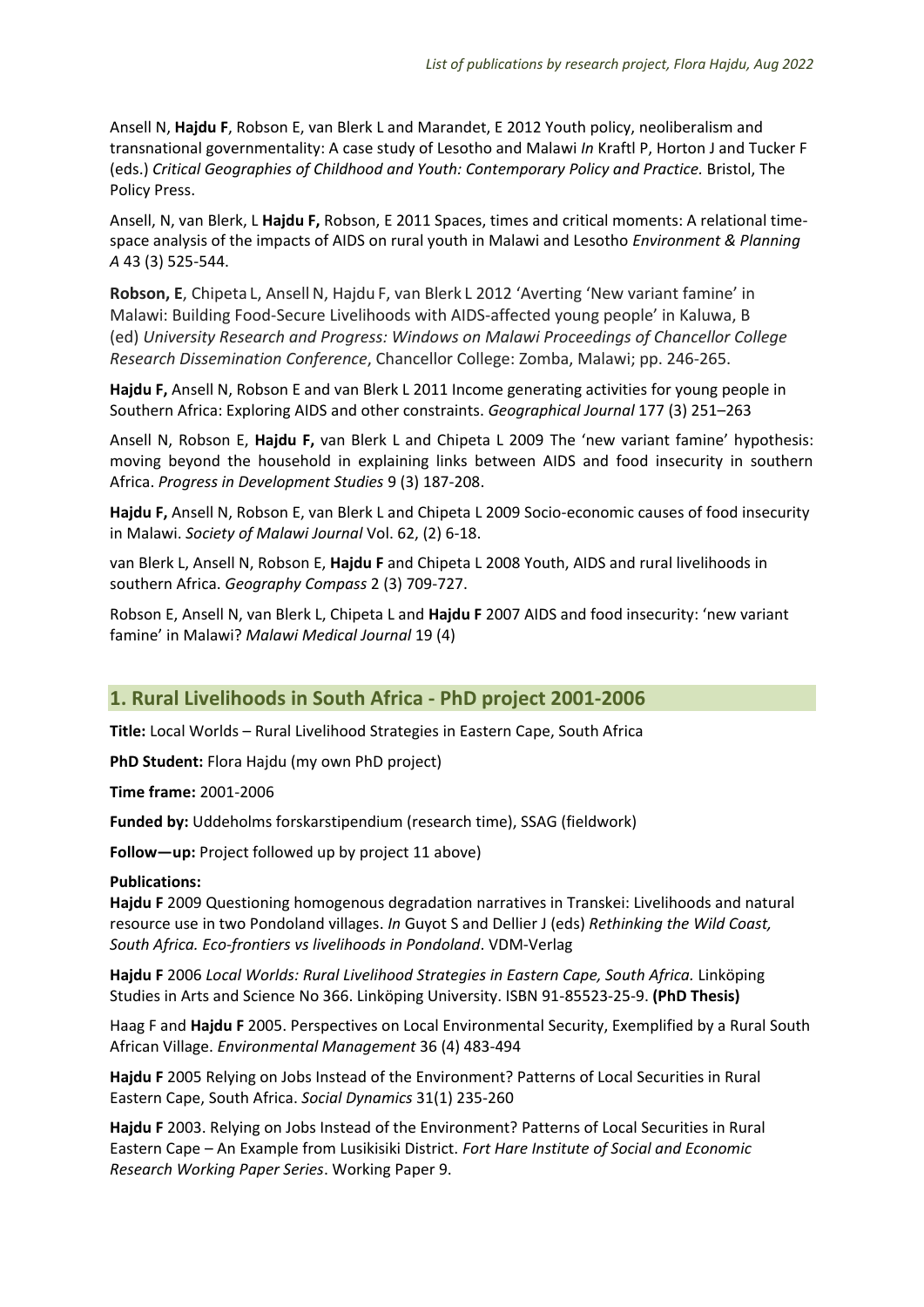Ansell N, **Hajdu F**, Robson E, van Blerk L and Marandet, E 2012 Youth policy, neoliberalism and transnational governmentality: A case study of Lesotho and Malawi *In* Kraftl P, Horton J and Tucker F (eds.) *Critical Geographies of Childhood and Youth: Contemporary Policy and Practice.* Bristol, The Policy Press.

Ansell, N, van Blerk, L **Hajdu F,** Robson, E 2011 Spaces, times and critical moments: A relational time-space analysis of the impacts of AIDS on rural youth in Malawi and Lesotho *Environment & Planning A* 43 (3) 525-544.

**Robson, E**, Chipeta L, Ansell N, Hajdu F, van Blerk L 2012 'Averting 'New variant famine' in Malawi: Building Food-Secure Livelihoods with AIDS-affected young people' in Kaluwa, B (ed) *University Research and Progress: Windows on Malawi Proceedings of Chancellor College Research Dissemination Conference*, Chancellor College: Zomba, Malawi; pp. 246-265.

**Hajdu F,** Ansell N, Robson E and van Blerk L 2011 Income generating activities for young people in Southern Africa: Exploring AIDS and other constraints. *Geographical Journal* 177 (3) 251–263

Ansell N, Robson E, **Hajdu F,** van Blerk L and Chipeta L 2009 The 'new variant famine' hypothesis: moving beyond the household in explaining links between AIDS and food insecurity in southern Africa. *Progress in Development Studies* 9 (3) 187-208.

**Hajdu F,** Ansell N, Robson E, van Blerk L and Chipeta L 2009 Socio-economic causes of food insecurity in Malawi. *Society of Malawi Journal* Vol. 62, (2) 6-18.

van Blerk L, Ansell N, Robson E, **Hajdu F** and Chipeta L 2008 Youth, AIDS and rural livelihoods in southern Africa. *Geography Compass* 2 (3) 709-727.

Robson E, Ansell N, van Blerk L, Chipeta L and **Hajdu F** 2007 AIDS and food insecurity: 'new variant famine' in Malawi? *Malawi Medical Journal* 19 (4)

## 1. Rural Livelihoods in South Africa - PhD project 2001-2006

**Title:** Local Worlds – Rural Livelihood Strategies in Eastern Cape, South Africa

**PhD Student:** Flora Hajdu (my own PhD project)

**Time frame:** 2001-2006

**Funded by:** Uddeholms forskarstipendium (research time), SSAG (fieldwork)

**Follow—up:** Project followed up by project 11 above)

**Publications:**

**Hajdu F** 2009 Questioning homogenous degradation narratives in Transkei: Livelihoods and natural resource use in two Pondoland villages. *In* Guyot S and Dellier J (eds) *Rethinking the Wild Coast, South Africa. Eco-frontiers vs livelihoods in Pondoland*. VDM-Verlag

**Hajdu F** 2006 *Local Worlds: Rural Livelihood Strategies in Eastern Cape, South Africa.* Linköping Studies in Arts and Science No 366. Linköping University. ISBN 91-85523-25-9. **(PhD Thesis)**

Haag F and **Hajdu F** 2005. Perspectives on Local Environmental Security, Exemplified by a Rural South African Village. *Environmental Management* 36 (4) 483-494

**Hajdu F** 2005 Relying on Jobs Instead of the Environment? Patterns of Local Securities in Rural Eastern Cape, South Africa. *Social Dynamics* 31(1) 235-260

**Hajdu F** 2003. Relying on Jobs Instead of the Environment? Patterns of Local Securities in Rural Eastern Cape – An Example from Lusikisiki District. *Fort Hare Institute of Social and Economic Research Working Paper Series*. Working Paper 9.